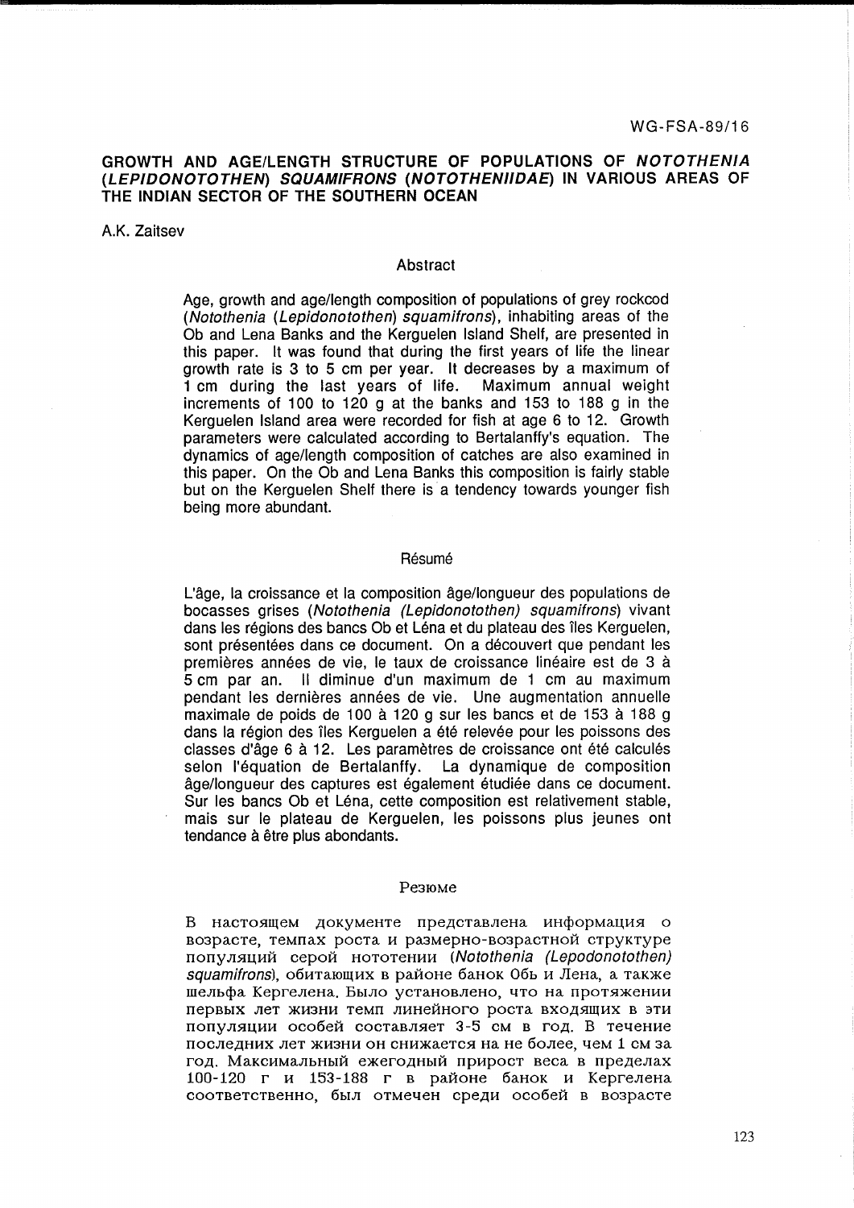WG-FSA-89/16

# GROWTH AND AGE/LENGTH STRUCTURE OF POPULATIONS OF *NOTOTHENIA* (*LEPIDONOTOTHEN*) *SQUAMIFRONS* (*NOTOTHENIIDAE*) IN VARIOUS AREAS OF THE INDIAN SECTOR OF THE SOUTHERN OCEAN

A.K. Zaitsev

## Abstract

Age, growth and age/length composition of populations of grey rockcod (*Notothenia* (*Lepidonotothen*) *squamifrons*), inhabiting areas of the Ob and Lena Banks and the Kerguelen Island Shelf, are presented in this paper. It was found that during the first years of life the linear growth rate is 3 to 5 cm per year. It decreases by a maximum of 1 cm during the last years of life. Maximum annual weight increments of 100 to 120 g at the banks and 153 to 188 g in the Kerguelen Island area were recorded for fish at age 6 to 12. Growth parameters were calculated according to Bertalanffy's equation. The dynamics of age/length composition of catches are also examined in this paper. On the Ob and Lena Banks this composition is fairly stable but on the Kerguelen Shelf there is a tendency towards younger fish being more abundant.

## Résumé

L'âge, la croissance et la composition âge/longueur des populations de bocasses grises (*Notothenia (Lepidonotothen) squamifrons*) vivant dans les régions des bancs Ob et Léna et du plateau des îles Kerguelen, sont présentées dans ce document. On a découvert que pendant les premières années de vie, le taux de croissance linéaire est de 3 à 5 cm par an. Il diminue d'un maximum de 1 cm au maximum pendant les dernières années de vie. Une augmentation annuelle maximale de poids de 100 à 120 g sur les bancs et de 153 à 188 g dans la région des îles Kerguelen a été relevée pour les poissons des classes d'âge 6 à 12. Les paramètres de croissance ont été calculés selon l'équation de Bertalanffy. La dynamique de composition âge/longueur des captures est également étudiée dans ce document. Sur les bancs Ob et Léna, cette composition est relativement stable, mais sur le plateau de Kerguelen, les poissons plus jeunes ont tendance à être plus abondants.

## Резюме

В настоящем документе представлена информация о возрасте, темпах роста и размерно-возрастной структуре популяций серой нототении (*Notothenia (Lepodonotothen) squamifrons*), обитающих в районе банок Обь и Лена, а также шельфа Кергелена. Было установлено, что на протяжении первых лет жизни темп линейного роста входящих в эти популяции особей составляет 3-5 см в год. В течение последних лет жизни он снижается на не более, чем 1 см за год. Максимальный ежегодный прирост веса в пределах 100-120 г и 153-188 г в районе банок и Кергелена соответственно, был отмечен среди особей в возрасте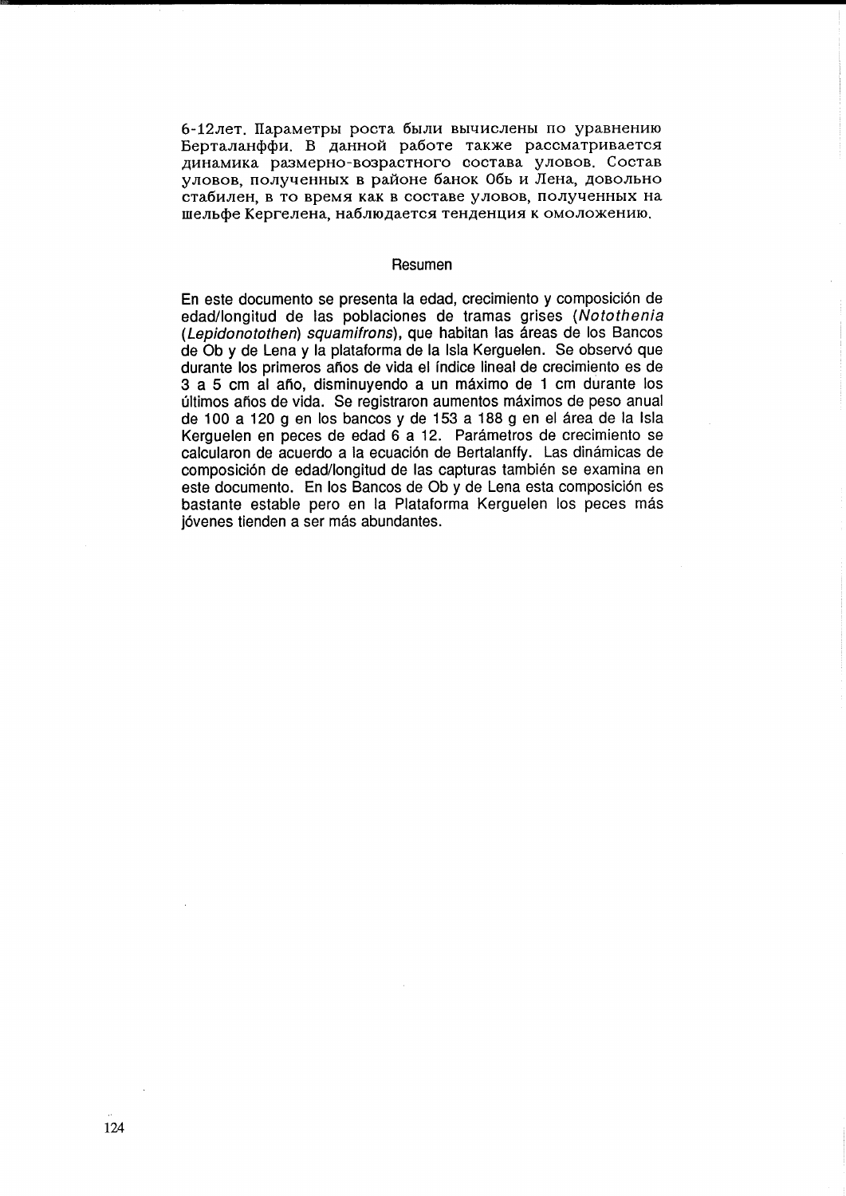6-12лет. Параметры роста были вычислены по уравнению Берталанффи. В данной работе также рассматривается динамика размерно-возрастного состава уловов. Состав уловов, полученных в районе банок Обь и Лена, довольно стабилен, в то время как в составе уловов, полученных на шельфе Кергелена, наблюдается тенденция к омоложению.

## Resumen

En este documento se presenta la edad, crecimiento y composición de edad/longitud de las poblaciones de tramas grises (*Notothenia (Lepidonotothen) squamifrons*), que habitan las áreas de los Bancos de Ob y de Lena y la plataforma de la Isla Kerguelen. Se observó que durante los primeros años de vida el índice lineal de crecimiento es de 3 a 5 cm al año, disminuyendo a un máximo de 1 cm durante los últimos años de vida. Se registraron aumentos máximos de peso anual de 100 a 120 g en los bancos y de 153 a 188 g en el área de la Isla Kerguelen en peces de edad 6 a 12. Parámetros de crecimiento se calcularon de acuerdo a la ecuación de Bertalanffy. Las dinámicas de composición de edad/longitud de las capturas también se examina en este documento. En los Bancos de Ob y de Lena esta composición es bastante estable pero en la Plataforma Kerguelen los peces más jóvenes tienden a ser más abundantes.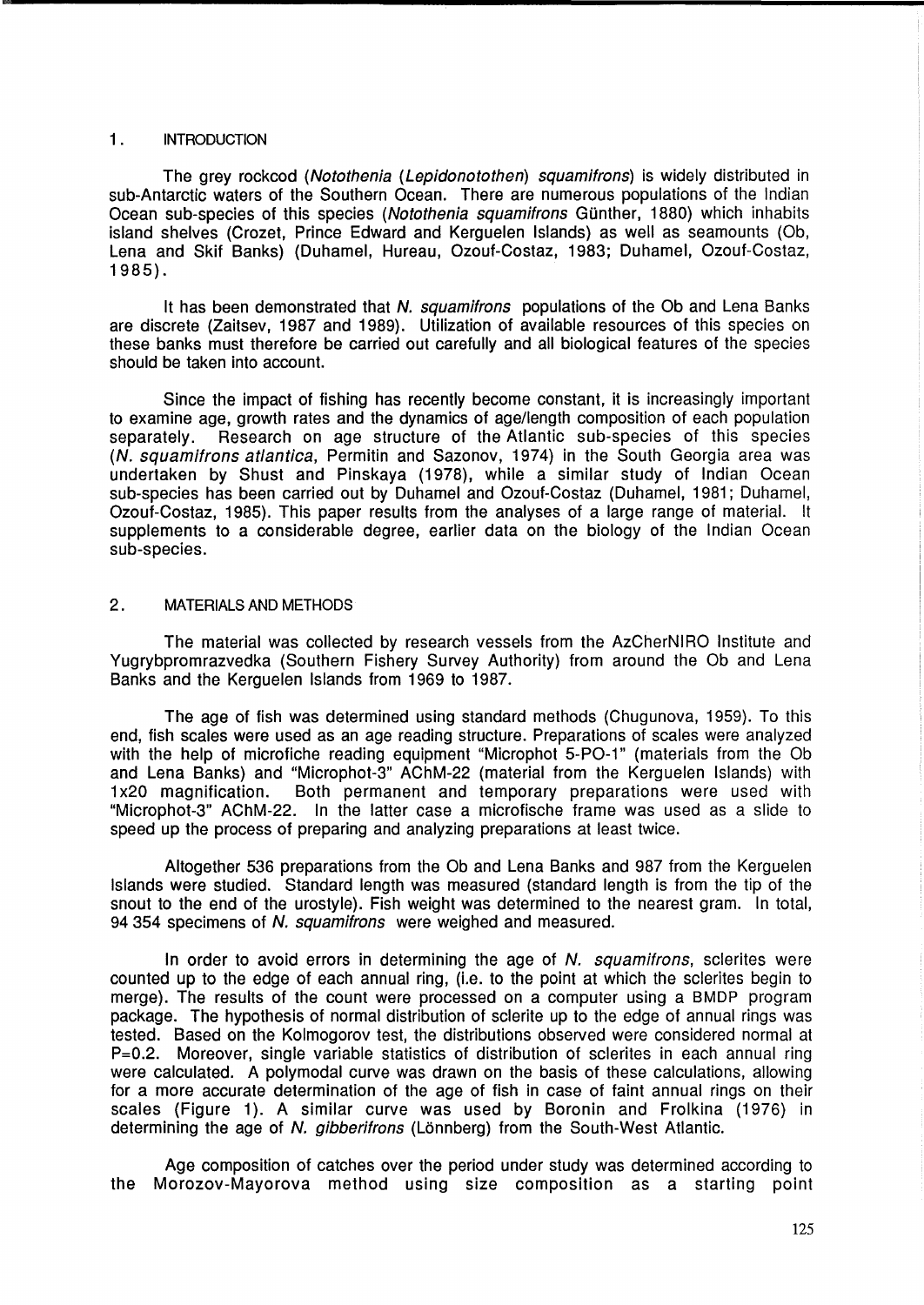## 1. INTRODUCTION

The grey rockcod (*Notothenia* (*Lepidonotothen*) *squamifrons*) is widely distributed in sub-Antarctic waters of the Southern Ocean. There are numerous populations of the Indian Ocean sub-species of this species (*Notothenia squamifrons* Günther, 1880) which inhabits island shelves (Crozet, Prince Edward and Kerguelen Islands) as well as seamounts (Ob, Lena and Skif Banks) (Duhamel, Hureau, Ozouf-Costaz, 1983; Duhamel, Ozouf-Costaz, 1985).

It has been demonstrated that *N. squamifrons* populations of the Ob and Lena Banks are discrete (Zaitsev, 1987 and 1989). Utilization of available resources of this species on these banks must therefore be carried out carefully and all biological features of the species should be taken into account.

Since the impact of fishing has recently become constant, it is increasingly important to examine age, growth rates and the dynamics of age/length composition of each population separately. Research on age structure of the Atlantic sub-species of this species (*N. squamifrons atlantica*, Permitin and Sazonov, 1974) in the South Georgia area was undertaken by Shust and Pinskaya (1978), while a similar study of Indian Ocean sub-species has been carried out by Duhamel and Ozouf-Costaz (Duhamel, 1981; Duhamel, Ozouf-Costaz, 1985). This paper results from the analyses of a large range of material. It supplements to a considerable degree, earlier data on the biology of the Indian Ocean sub-species.

## 2. MATERIALS AND METHODS

The material was collected by research vessels from the AzCherNIRO Institute and Yugrybpromrazvedka (Southern Fishery Survey Authority) from around the Ob and Lena Banks and the Kerguelen Islands from 1969 to 1987.

The age of fish was determined using standard methods (Chugunova, 1959). To this end, fish scales were used as an age reading structure. Preparations of scales were analyzed with the help of microfiche reading equipment "Microphot 5-PO-1" (materials from the Ob and Lena Banks) and "Microphot-3" AChM-22 (material from the Kerguelen Islands) with 1x20 magnification. Both permanent and temporary preparations were used with "Microphot-3" AChM-22. In the latter case a microfische frame was used as a slide to speed up the process of preparing and analyzing preparations at least twice.

Altogether 536 preparations from the Ob and Lena Banks and 987 from the Kerguelen Islands were studied. Standard length was measured (standard length is from the tip of the snout to the end of the urostyle). Fish weight was determined to the nearest gram. In total, 94 354 specimens of *N. squamifrons* were weighed and measured.

In order to avoid errors in determining the age of *N. squamifrons*, sclerites were counted up to the edge of each annual ring, (i.e. to the point at which the sclerites begin to merge). The results of the count were processed on a computer using a BMDP program package. The hypothesis of normal distribution of sclerite up to the edge of annual rings was tested. Based on the Kolmogorov test, the distributions observed were considered normal at $P=0.2$. Moreover, single variable statistics of distribution of sclerites in each annual ring were calculated. A polymodal curve was drawn on the basis of these calculations, allowing for a more accurate determination of the age of fish in case of faint annual rings on their scales (Figure 1). A similar curve was used by Boronin and Frolkina (1976) in determining the age of *N. gibberifrons* (Lönnberg) from the South-West Atlantic.

Age composition of catches over the period under study was determined according to the Morozov-Mayorova method using size composition as a starting point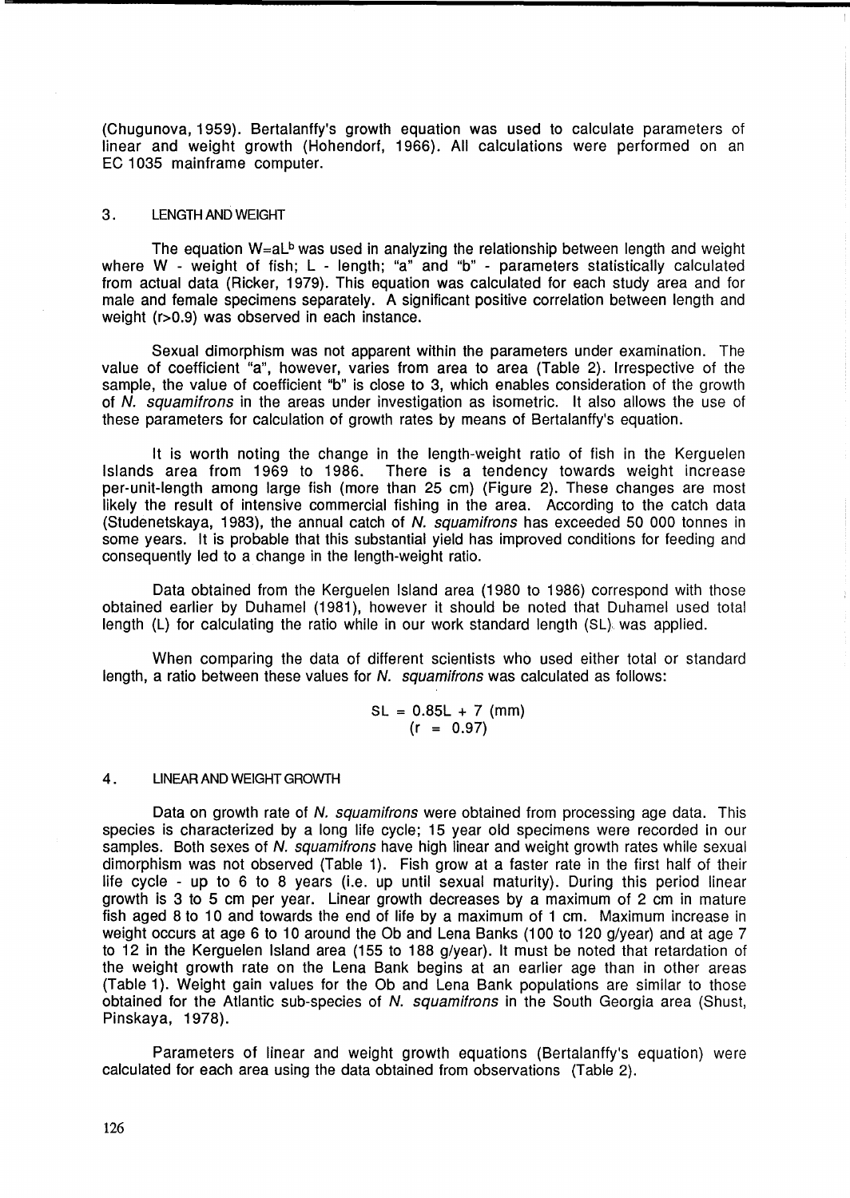(Chugunova, 1959). Bertalanffy's growth equation was used to calculate parameters of linear and weight growth (Hohendorf, 1966). All calculations were performed on an EC 1035 mainframe computer.

## 3. LENGTH AND WEIGHT

The equation $W=aL^b$ was used in analyzing the relationship between length and weight where W - weight of fish; L - length; "a" and "b" - parameters statistically calculated from actual data (Ricker, 1979). This equation was calculated for each study area and for male and female specimens separately. A significant positive correlation between length and weight ($r>0.9$) was observed in each instance.

Sexual dimorphism was not apparent within the parameters under examination. The value of coefficient "a", however, varies from area to area (Table 2). Irrespective of the sample, the value of coefficient "b" is close to 3, which enables consideration of the growth of *N. squamifrons* in the areas under investigation as isometric. It also allows the use of these parameters for calculation of growth rates by means of Bertalanffy's equation.

It is worth noting the change in the length-weight ratio of fish in the Kerguelen Islands area from 1969 to 1986. There is a tendency towards weight increase per-unit-length among large fish (more than 25 cm) (Figure 2). These changes are most likely the result of intensive commercial fishing in the area. According to the catch data (Studenetskaya, 1983), the annual catch of *N. squamifrons* has exceeded 50 000 tonnes in some years. It is probable that this substantial yield has improved conditions for feeding and consequently led to a change in the length-weight ratio.

Data obtained from the Kerguelen Island area (1980 to 1986) correspond with those obtained earlier by Duhamel (1981), however it should be noted that Duhamel used total length (L) for calculating the ratio while in our work standard length (SL) was applied.

When comparing the data of different scientists who used either total or standard length, a ratio between these values for *N. squamifrons* was calculated as follows:

$$SL = 0.85L + 7 \text{ (mm)}$$
$$(r = 0.97)$$

## 4. LINEAR AND WEIGHT GROWTH

Data on growth rate of *N. squamifrons* were obtained from processing age data. This species is characterized by a long life cycle; 15 year old specimens were recorded in our samples. Both sexes of *N. squamifrons* have high linear and weight growth rates while sexual dimorphism was not observed (Table 1). Fish grow at a faster rate in the first half of their life cycle - up to 6 to 8 years (i.e. up until sexual maturity). During this period linear growth is 3 to 5 cm per year. Linear growth decreases by a maximum of 2 cm in mature fish aged 8 to 10 and towards the end of life by a maximum of 1 cm. Maximum increase in weight occurs at age 6 to 10 around the Ob and Lena Banks (100 to 120 g/year) and at age 7 to 12 in the Kerguelen Island area (155 to 188 g/year). It must be noted that retardation of the weight growth rate on the Lena Bank begins at an earlier age than in other areas (Table 1). Weight gain values for the Ob and Lena Bank populations are similar to those obtained for the Atlantic sub-species of *N. squamifrons* in the South Georgia area (Shust, Pinskaya, 1978).

Parameters of linear and weight growth equations (Bertalanffy's equation) were calculated for each area using the data obtained from observations (Table 2).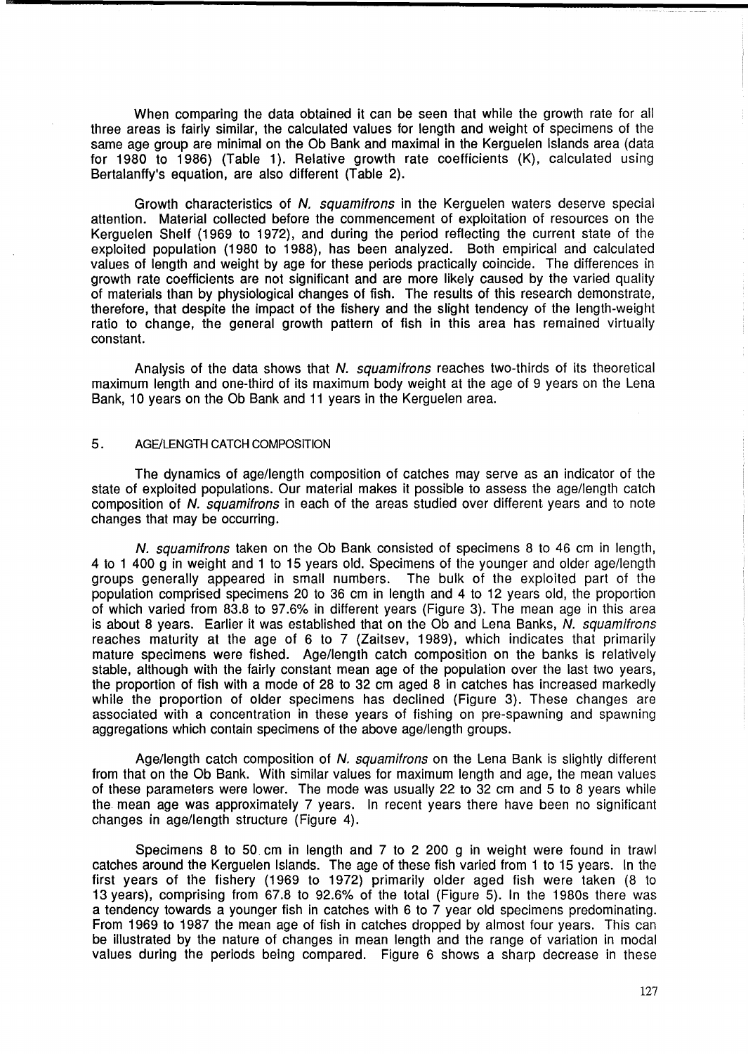When comparing the data obtained it can be seen that while the growth rate for all three areas is fairly similar, the calculated values for length and weight of specimens of the same age group are minimal on the Ob Bank and maximal in the Kerguelen Islands area (data for 1980 to 1986) (Table 1). Relative growth rate coefficients (K), calculated using Bertalanffy's equation, are also different (Table 2).

Growth characteristics of *N. squamifrons* in the Kerguelen waters deserve special attention. Material collected before the commencement of exploitation of resources on the Kerguelen Shelf (1969 to 1972), and during the period reflecting the current state of the exploited population (1980 to 1988), has been analyzed. Both empirical and calculated values of length and weight by age for these periods practically coincide. The differences in growth rate coefficients are not significant and are more likely caused by the varied quality of materials than by physiological changes of fish. The results of this research demonstrate, therefore, that despite the impact of the fishery and the slight tendency of the length-weight ratio to change, the general growth pattern of fish in this area has remained virtually constant.

Analysis of the data shows that *N. squamifrons* reaches two-thirds of its theoretical maximum length and one-third of its maximum body weight at the age of 9 years on the Lena Bank, 10 years on the Ob Bank and 11 years in the Kerguelen area.

## 5. AGE/LENGTH CATCH COMPOSITION

The dynamics of age/length composition of catches may serve as an indicator of the state of exploited populations. Our material makes it possible to assess the age/length catch composition of *N. squamifrons* in each of the areas studied over different years and to note changes that may be occurring.

*N. squamifrons* taken on the Ob Bank consisted of specimens 8 to 46 cm in length, 4 to 1 400 g in weight and 1 to 15 years old. Specimens of the younger and older age/length groups generally appeared in small numbers. The bulk of the exploited part of the population comprised specimens 20 to 36 cm in length and 4 to 12 years old, the proportion of which varied from 83.8 to 97.6% in different years (Figure 3). The mean age in this area is about 8 years. Earlier it was established that on the Ob and Lena Banks, *N. squamifrons* reaches maturity at the age of 6 to 7 (Zaitsev, 1989), which indicates that primarily mature specimens were fished. Age/length catch composition on the banks is relatively stable, although with the fairly constant mean age of the population over the last two years, the proportion of fish with a mode of 28 to 32 cm aged 8 in catches has increased markedly while the proportion of older specimens has declined (Figure 3). These changes are associated with a concentration in these years of fishing on pre-spawning and spawning aggregations which contain specimens of the above age/length groups.

Age/length catch composition of *N. squamifrons* on the Lena Bank is slightly different from that on the Ob Bank. With similar values for maximum length and age, the mean values of these parameters were lower. The mode was usually 22 to 32 cm and 5 to 8 years while the mean age was approximately 7 years. In recent years there have been no significant changes in age/length structure (Figure 4).

Specimens 8 to 50 cm in length and 7 to 2 200 g in weight were found in trawl catches around the Kerguelen Islands. The age of these fish varied from 1 to 15 years. In the first years of the fishery (1969 to 1972) primarily older aged fish were taken (8 to 13 years), comprising from 67.8 to 92.6% of the total (Figure 5). In the 1980s there was a tendency towards a younger fish in catches with 6 to 7 year old specimens predominating. From 1969 to 1987 the mean age of fish in catches dropped by almost four years. This can be illustrated by the nature of changes in mean length and the range of variation in modal values during the periods being compared. Figure 6 shows a sharp decrease in these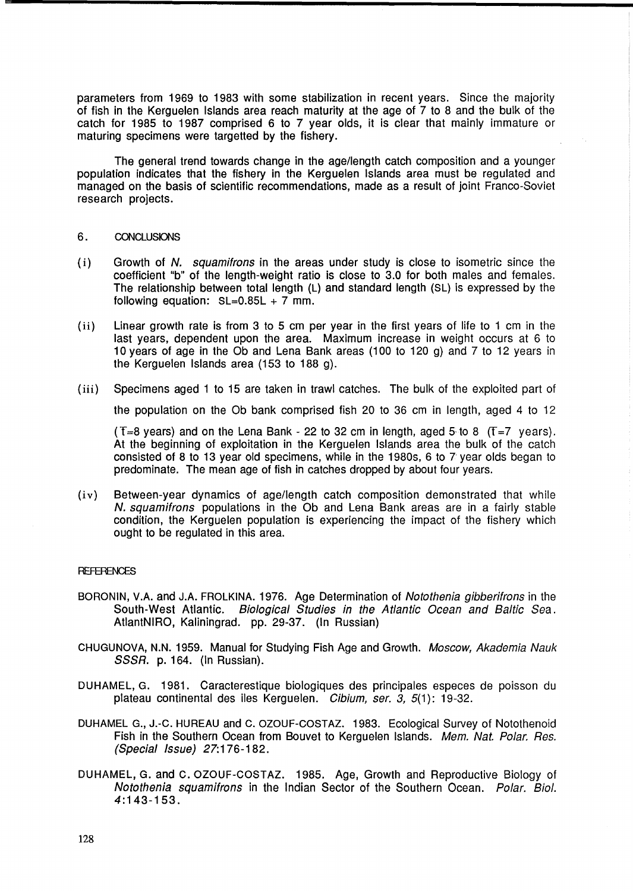parameters from 1969 to 1983 with some stabilization in recent years. Since the majority of fish in the Kerguelen Islands area reach maturity at the age of 7 to 8 and the bulk of the catch for 1985 to 1987 comprised 6 to 7 year olds, it is clear that mainly immature or maturing specimens were targetted by the fishery.

The general trend towards change in the age/length catch composition and a younger population indicates that the fishery in the Kerguelen Islands area must be regulated and managed on the basis of scientific recommendations, made as a result of joint Franco-Soviet research projects.

## 6. CONCLUSIONS

(i) Growth of *N. squamifrons* in the areas under study is close to isometric since the coefficient "b" of the length-weight ratio is close to 3.0 for both males and females. The relationship between total length (L) and standard length (SL) is expressed by the following equation: $SL=0.85L + 7$ mm.

(ii) Linear growth rate is from 3 to 5 cm per year in the first years of life to 1 cm in the last years, dependent upon the area. Maximum increase in weight occurs at 6 to 10 years of age in the Ob and Lena Bank areas (100 to 120 g) and 7 to 12 years in the Kerguelen Islands area (153 to 188 g).

(iii) Specimens aged 1 to 15 are taken in trawl catches. The bulk of the exploited part of the population on the Ob bank comprised fish 20 to 36 cm in length, aged 4 to 12 ($\bar{T}=8$ years) and on the Lena Bank - 22 to 32 cm in length, aged 5 to 8 ($\bar{T}=7$ years). At the beginning of exploitation in the Kerguelen Islands area the bulk of the catch consisted of 8 to 13 year old specimens, while in the 1980s, 6 to 7 year olds began to predominate. The mean age of fish in catches dropped by about four years.

(iv) Between-year dynamics of age/length catch composition demonstrated that while *N. squamifrons* populations in the Ob and Lena Bank areas are in a fairly stable condition, the Kerguelen population is experiencing the impact of the fishery which ought to be regulated in this area.

## REFERENCES

BORONIN, V.A. and J.A. FROLKINA. 1976. Age Determination of *Notothenia gibberifrons* in the South-West Atlantic. *Biological Studies in the Atlantic Ocean and Baltic Sea*. AtlantNIRO, Kaliningrad. pp. 29-37. (In Russian)

CHUGUNOVA, N.N. 1959. Manual for Studying Fish Age and Growth. *Moscow, Akademia Nauk SSSR*. p. 164. (In Russian).

DUHAMEL, G. 1981. Caracterestique biologiques des principales especes de poisson du plateau continental des iles Kerguelen. *Cibium, ser. 3, 5*(1): 19-32.

DUHAMEL G., J.-C. HUREAU and C. OZOUF-COSTAZ. 1983. Ecological Survey of Notothenoid Fish in the Southern Ocean from Bouvet to Kerguelen Islands. *Mem. Nat. Polar. Res. (Special Issue) 27*:176-182.

DUHAMEL, G. and C. OZOUF-COSTAZ. 1985. Age, Growth and Reproductive Biology of *Notothenia squamifrons* in the Indian Sector of the Southern Ocean. *Polar. Biol. 4*:143-153.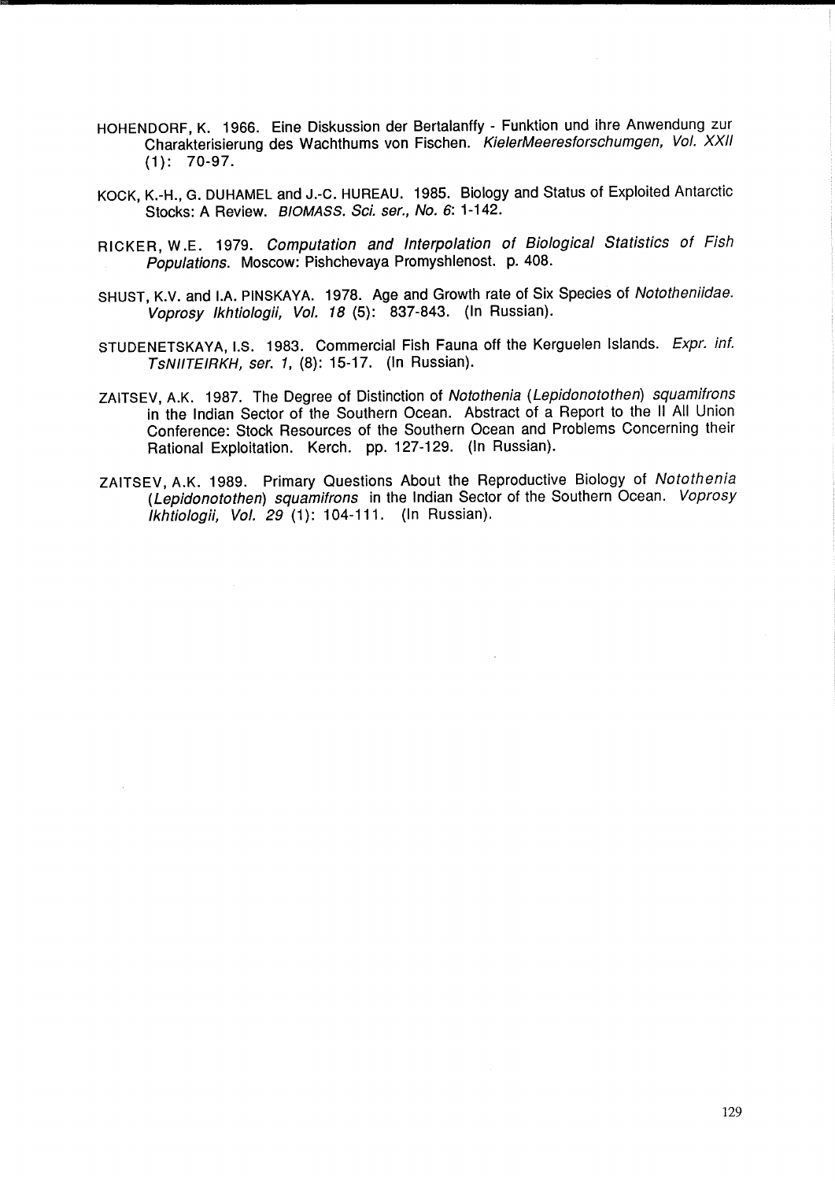HOHENDORF, K. 1966. Eine Diskussion der Bertalanffy - Funktion und ihre Anwendung zur Charakterisierung des Wachthums von Fischen. *KielerMeeresforschumgen, Vol. XXII* (1): 70-97.

KOCK, K.-H., G. DUHAMEL and J.-C. HUREAU. 1985. Biology and Status of Exploited Antarctic Stocks: A Review. *BIOMASS. Sci. ser., No. 6*: 1-142.

RICKER, W.E. 1979. *Computation and Interpolation of Biological Statistics of Fish Populations*. Moscow: Pishchevaya Promyshlenost. p. 408.

SHUST, K.V. and I.A. PINSKAYA. 1978. Age and Growth rate of Six Species of *Nototheniidae*. *Voprosy Ikhtiologii, Vol. 18* (5): 837-843. (In Russian).

STUDENETSKAYA, I.S. 1983. Commercial Fish Fauna off the Kerguelen Islands. *Expr. inf. TsNIITEIRKH, ser. 1*, (8): 15-17. (In Russian).

ZAITSEV, A.K. 1987. The Degree of Distinction of *Notothenia* (*Lepidonotothen*) *squamifrons* in the Indian Sector of the Southern Ocean. Abstract of a Report to the II All Union Conference: Stock Resources of the Southern Ocean and Problems Concerning their Rational Exploitation. Kerch. pp. 127-129. (In Russian).

ZAITSEV, A.K. 1989. Primary Questions About the Reproductive Biology of *Notothenia* (*Lepidonotothen*) *squamifrons* in the Indian Sector of the Southern Ocean. *Voprosy Ikhtiologii, Vol. 29* (1): 104-111. (In Russian).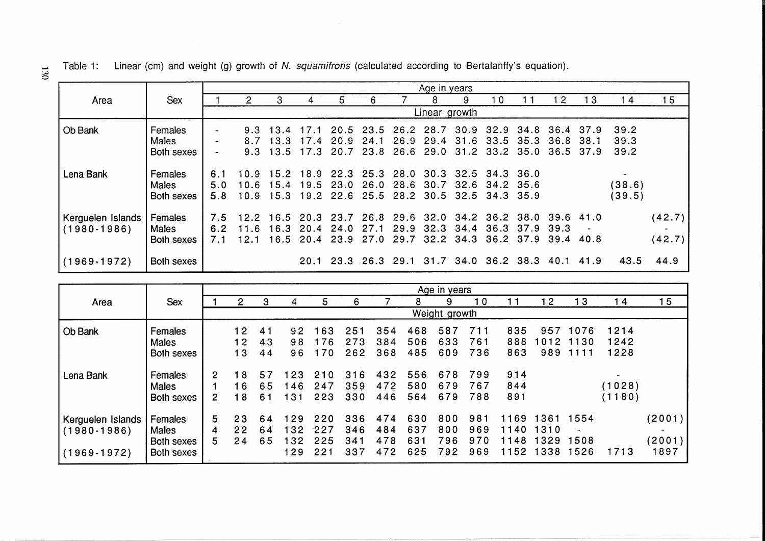Table 1: Linear (cm) and weight (g) growth of *N. squamifrons* (calculated according to Bertalanffy's equation).

| Area | Sex | Age in years | | | | | | | | | | | | | | |
|---|---|---|---|---|---|---|---|---|---|---|---|---|---|---|---|---|
| | | 1 | 2 | 3 | 4 | 5 | 6 | 7 | 8 | 9 | 10 | 11 | 12 | 13 | 14 | 15 |
| | | Linear growth | | | | | | | | | | | | | | |
| Ob Bank | Females | - | 9.3 | 13.4 | 17.1 | 20.5 | 23.5 | 26.2 | 28.7 | 30.9 | 32.9 | 34.8 | 36.4 | 37.9 | 39.2 | |
| | Males | - | 8.7 | 13.3 | 17.4 | 20.9 | 24.1 | 26.9 | 29.4 | 31.6 | 33.5 | 35.3 | 36.8 | 38.1 | 39.3 | |
| | Both sexes | - | 9.3 | 13.5 | 17.3 | 20.7 | 23.8 | 26.6 | 29.0 | 31.2 | 33.2 | 35.0 | 36.5 | 37.9 | 39.2 | |
| Lena Bank | Females | 6.1 | 10.9 | 15.2 | 18.9 | 22.3 | 25.3 | 28.0 | 30.3 | 32.5 | 34.3 | 36.0 | | | - | |
| | Males | 5.0 | 10.6 | 15.4 | 19.5 | 23.0 | 26.0 | 28.6 | 30.7 | 32.6 | 34.2 | 35.6 | | | (38.6) | |
| | Both sexes | 5.8 | 10.9 | 15.3 | 19.2 | 22.6 | 25.5 | 28.2 | 30.5 | 32.5 | 34.3 | 35.9 | | | (39.5) | |
| Kerguelen Islands (1980-1986) | Females | 7.5 | 12.2 | 16.5 | 20.3 | 23.7 | 26.8 | 29.6 | 32.0 | 34.2 | 36.2 | 38.0 | 39.6 | 41.0 | | (42.7) |
| | Males | 6.2 | 11.6 | 16.3 | 20.4 | 24.0 | 27.1 | 29.9 | 32.3 | 34.4 | 36.3 | 37.9 | 39.3 | - | | |
| | Both sexes | 7.1 | 12.1 | 16.5 | 20.4 | 23.9 | 27.0 | 29.7 | 32.2 | 34.3 | 36.2 | 37.9 | 39.4 | 40.8 | | (42.7) |
| (1969-1972) | Both sexes | | | | 20.1 | 23.3 | 26.3 | 29.1 | 31.7 | 34.0 | 36.2 | 38.3 | 40.1 | 41.9 | 43.5 | 44.9 |

| Area | Sex | Age in years | | | | | | | | | | | | | | |
|---|---|---|---|---|---|---|---|---|---|---|---|---|---|---|---|---|
| | | 1 | 2 | 3 | 4 | 5 | 6 | 7 | 8 | 9 | 10 | 11 | 12 | 13 | 14 | 15 |
| | | Weight growth | | | | | | | | | | | | | | |
| Ob Bank | Females | | 12 | 41 | 92 | 163 | 251 | 354 | 468 | 587 | 711 | 835 | 957 | 1076 | 1214 | |
| | Males | | 12 | 43 | 98 | 176 | 273 | 384 | 506 | 633 | 761 | 888 | 1012 | 1130 | 1242 | |
| | Both sexes | | 13 | 44 | 96 | 170 | 262 | 368 | 485 | 609 | 736 | 863 | 989 | 1111 | 1228 | |
| Lena Bank | Females | 2 | 18 | 57 | 123 | 210 | 316 | 432 | 556 | 678 | 799 | 914 | | | - | |
| | Males | 1 | 16 | 65 | 146 | 247 | 359 | 472 | 580 | 679 | 767 | 844 | | | (1028) | |
| | Both sexes | 2 | 18 | 61 | 131 | 223 | 330 | 446 | 564 | 679 | 788 | 891 | | | (1180) | |
| Kerguelen Islands (1980-1986) | Females | 5 | 23 | 64 | 129 | 220 | 336 | 474 | 630 | 800 | 981 | 1169 | 1361 | 1554 | | (2001) |
| | Males | 4 | 22 | 64 | 132 | 227 | 346 | 484 | 637 | 800 | 969 | 1140 | 1310 | - | | - |
| | Both sexes | 5 | 24 | 65 | 132 | 225 | 341 | 478 | 631 | 796 | 970 | 1148 | 1329 | 1508 | | (2001) |
| (1969-1972) | Both sexes | | | | 129 | 221 | 337 | 472 | 625 | 792 | 969 | 1152 | 1338 | 1526 | 1713 | 1897 |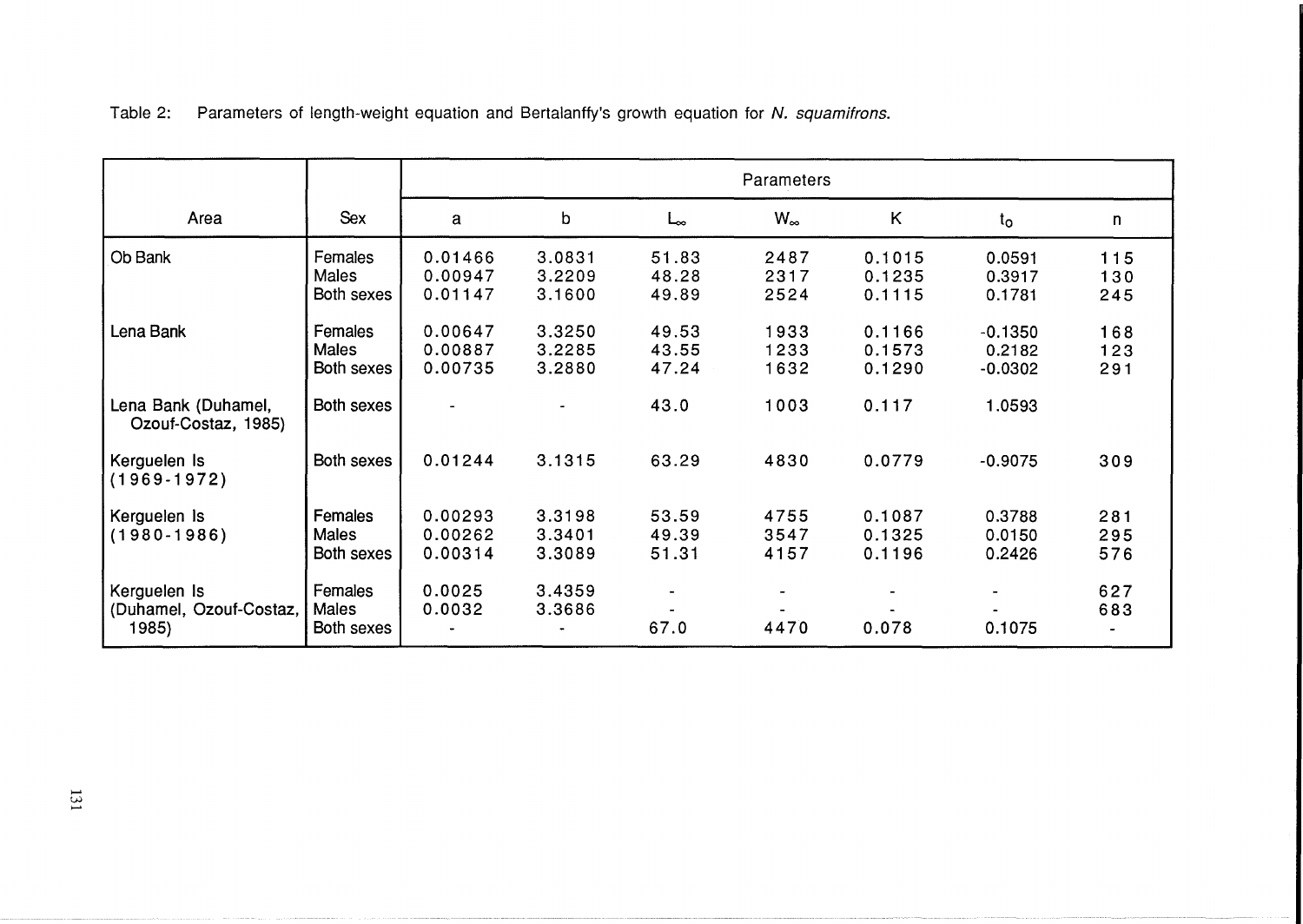Table 2: Parameters of length-weight equation and Bertalanffy's growth equation for *N. squamifrons*.

| Area | Sex | Parameters | | | | | | |
|---|---|---|---|---|---|---|---|---|
| | | a | b | $L_\infty$ | $W_\infty$ | K | $t_0$ | n |
| Ob Bank | Females | 0.01466 | 3.0831 | 51.83 | 2487 | 0.1015 | 0.0591 | 115 |
| | Males | 0.00947 | 3.2209 | 48.28 | 2317 | 0.1235 | 0.3917 | 130 |
| | Both sexes | 0.01147 | 3.1600 | 49.89 | 2524 | 0.1115 | 0.1781 | 245 |
| Lena Bank | Females | 0.00647 | 3.3250 | 49.53 | 1933 | 0.1166 | -0.1350 | 168 |
| | Males | 0.00887 | 3.2285 | 43.55 | 1233 | 0.1573 | 0.2182 | 123 |
| | Both sexes | 0.00735 | 3.2880 | 47.24 | 1632 | 0.1290 | -0.0302 | 291 |
| Lena Bank (Duhamel, Ozouf-Costaz, 1985) | Both sexes | - | - | 43.0 | 1003 | 0.117 | 1.0593 | |
| Kerguelen Is (1969-1972) | Both sexes | 0.01244 | 3.1315 | 63.29 | 4830 | 0.0779 | -0.9075 | 309 |
| Kerguelen Is (1980-1986) | Females | 0.00293 | 3.3198 | 53.59 | 4755 | 0.1087 | 0.3788 | 281 |
| | Males | 0.00262 | 3.3401 | 49.39 | 3547 | 0.1325 | 0.0150 | 295 |
| | Both sexes | 0.00314 | 3.3089 | 51.31 | 4157 | 0.1196 | 0.2426 | 576 |
| Kerguelen Is (Duhamel, Ozouf-Costaz, 1985) | Females | 0.0025 | 3.4359 | - | - | - | - | 627 |
| | Males | 0.0032 | 3.3686 | - | - | - | - | 683 |
| | Both sexes | - | - | 67.0 | 4470 | 0.078 | 0.1075 | - |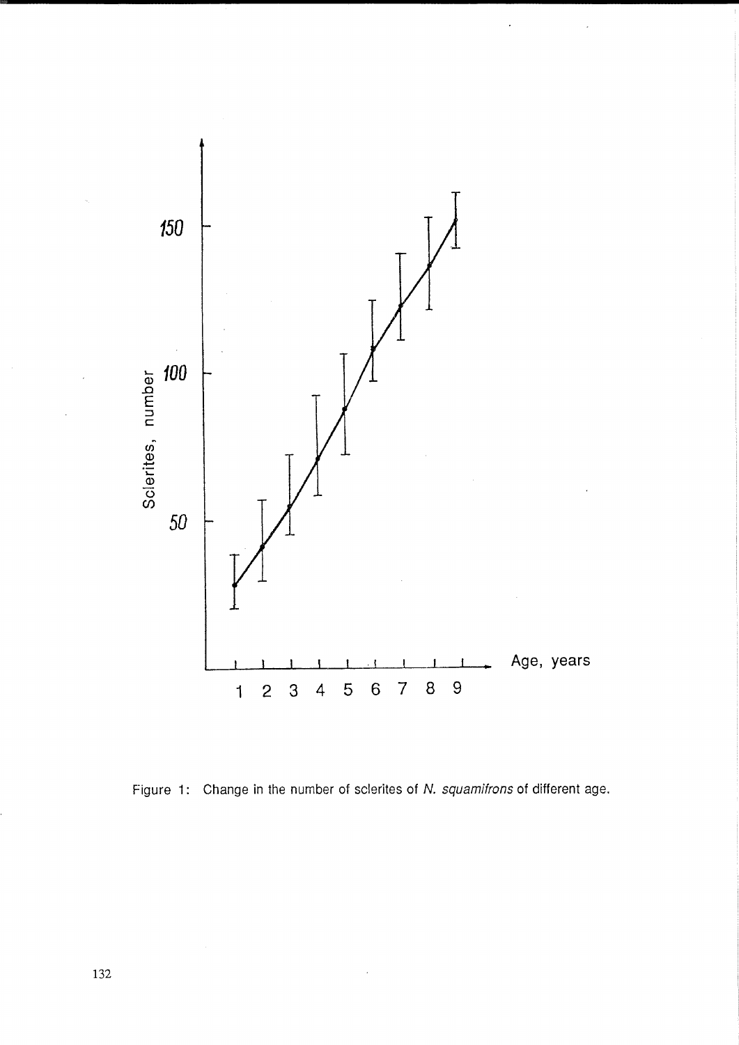Figure 1: Change in the number of sclerites of *N. squamifrons* of different age.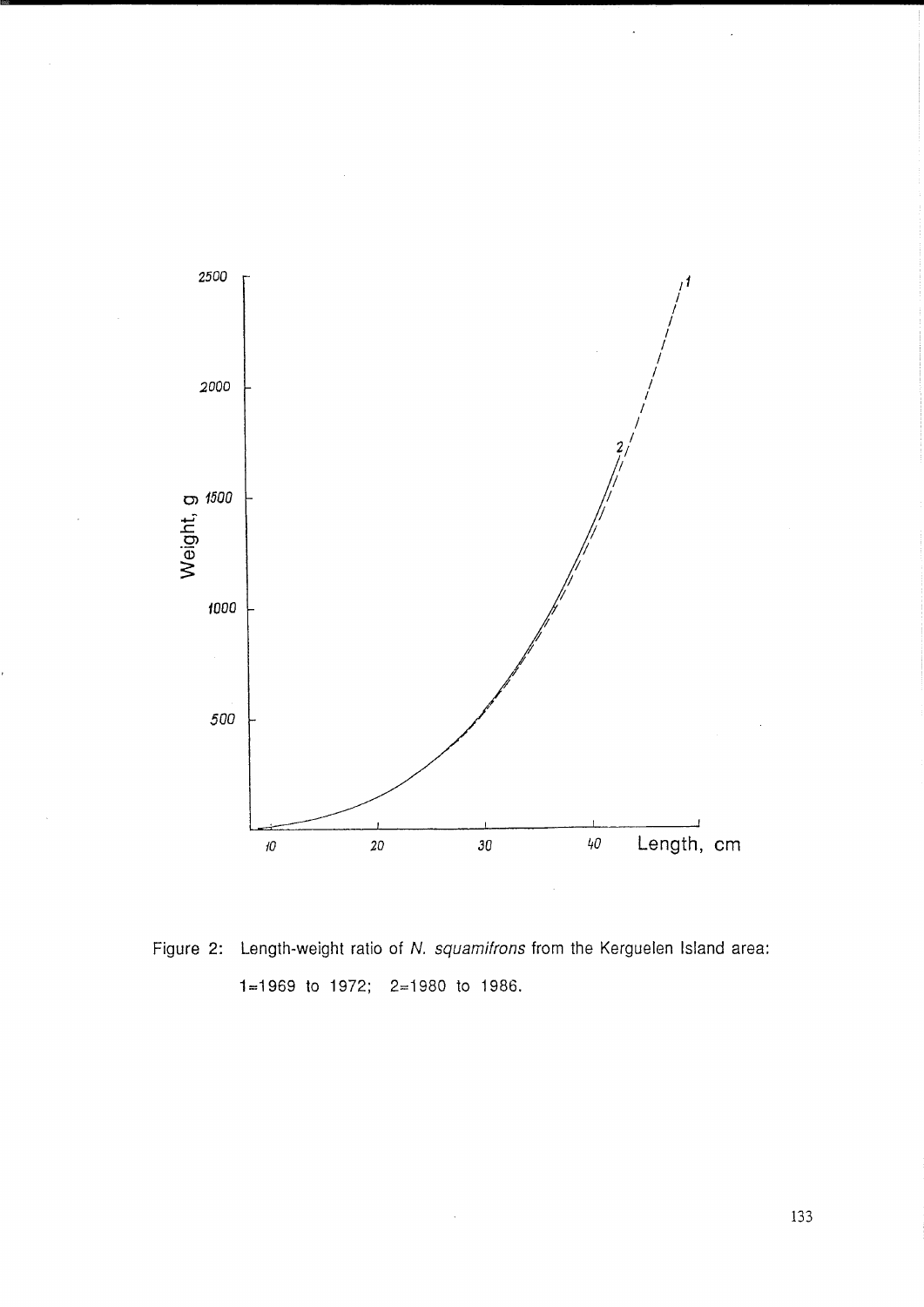Figure 2: Length-weight ratio of *N. squamifrons* from the Kerguelen Island area: 1=1969 to 1972; 2=1980 to 1986.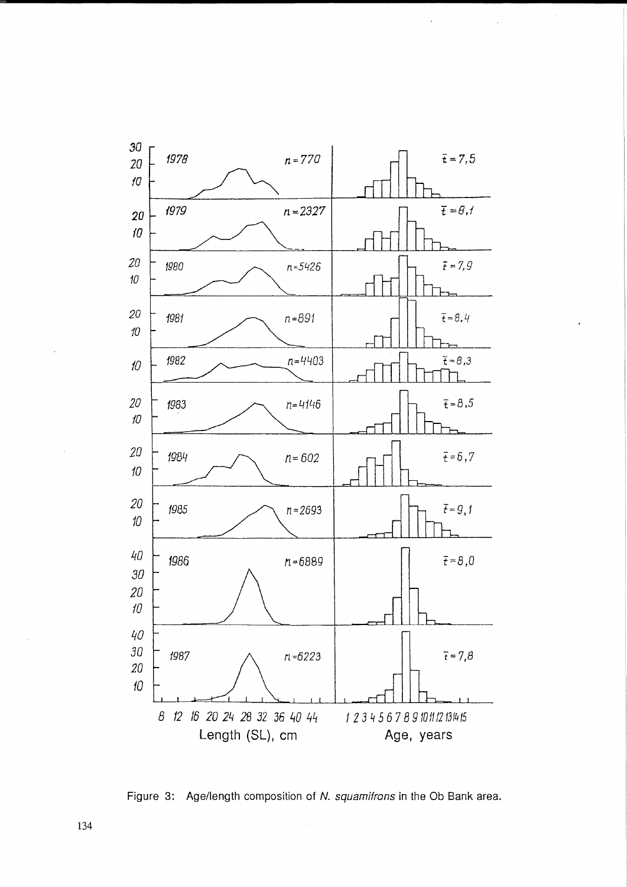Figure 3: Age/length composition of *N. squamifrons* in the Ob Bank area.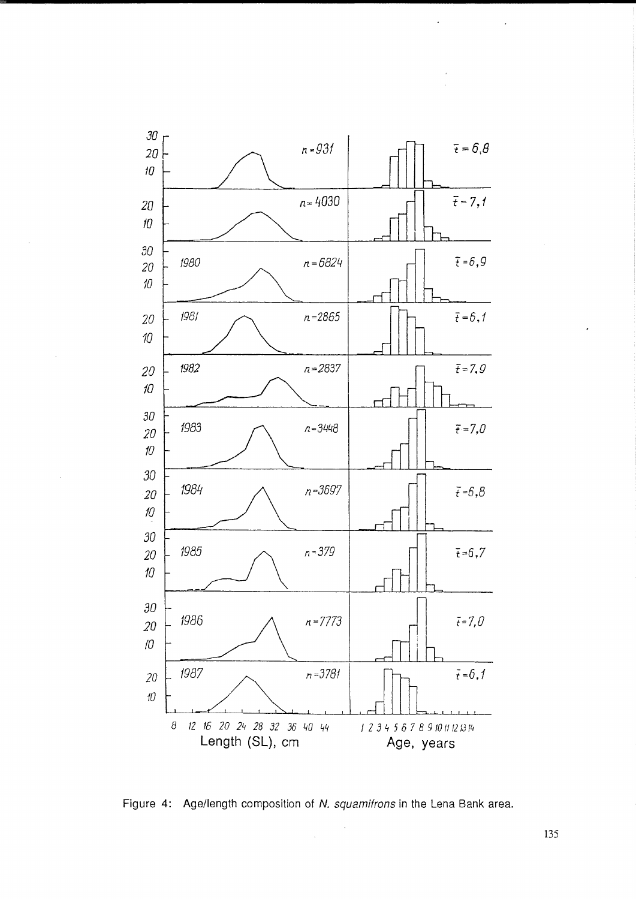Figure 4: Age/length composition of *N. squamifrons* in the Lena Bank area.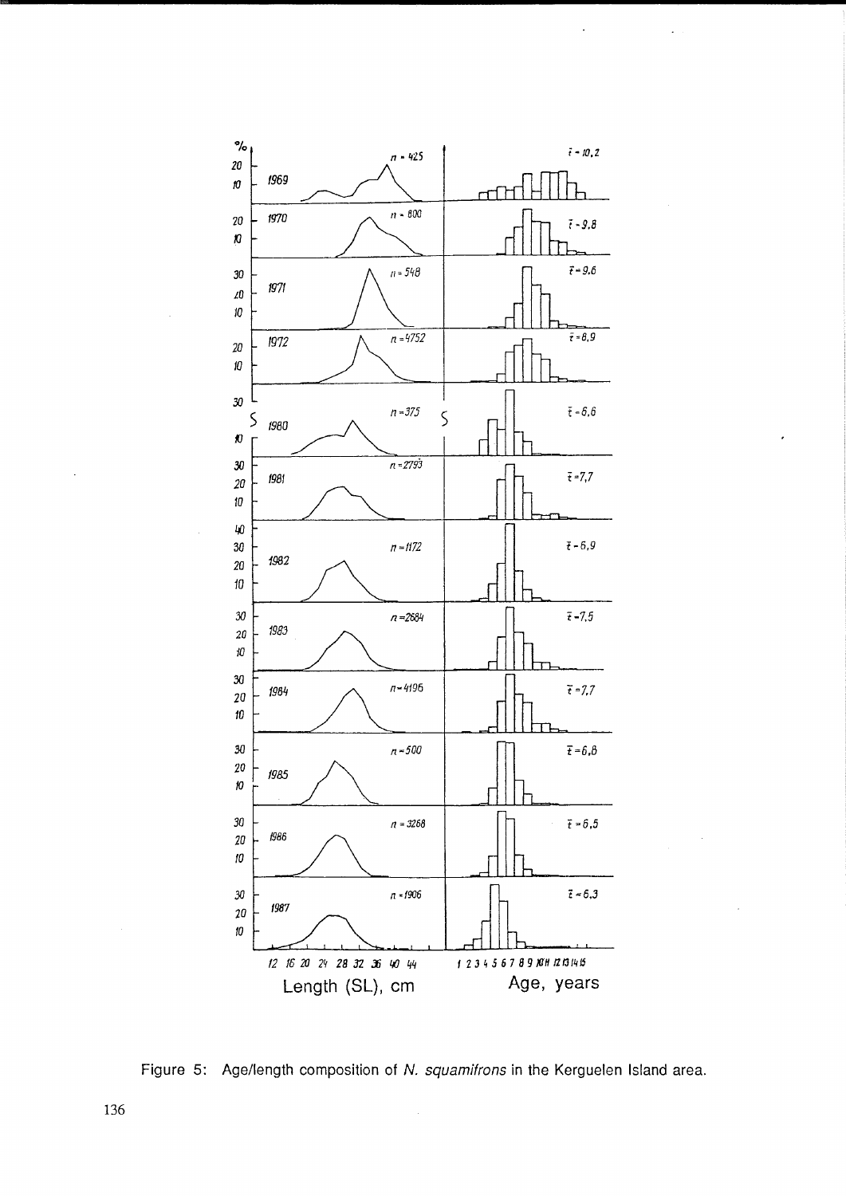Figure 5: Age/length composition of *N. squamifrons* in the Kerguelen Island area.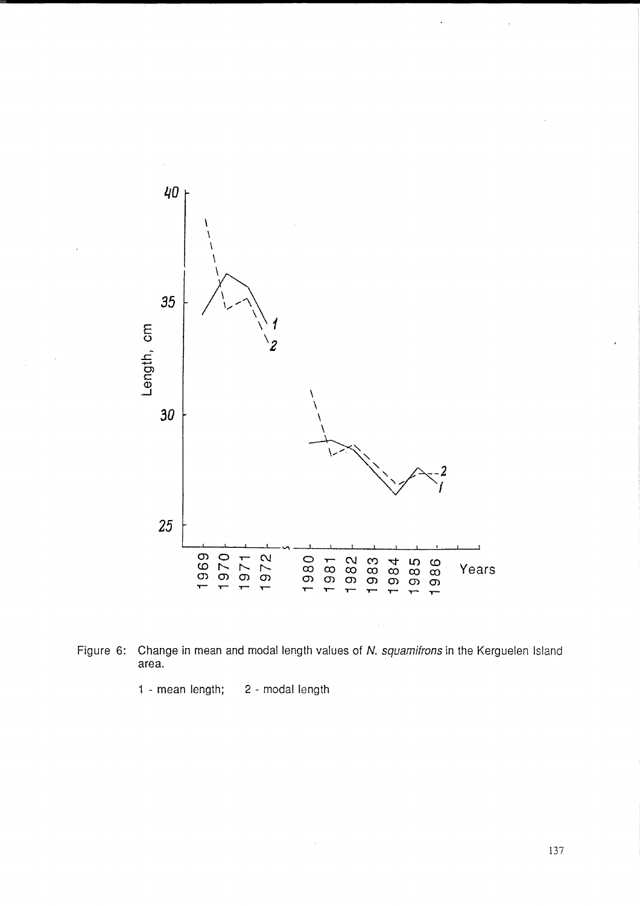Figure 6: Change in mean and modal length values of *N. squamifrons* in the Kerguelen Island area.

1 - mean length; 2 - modal length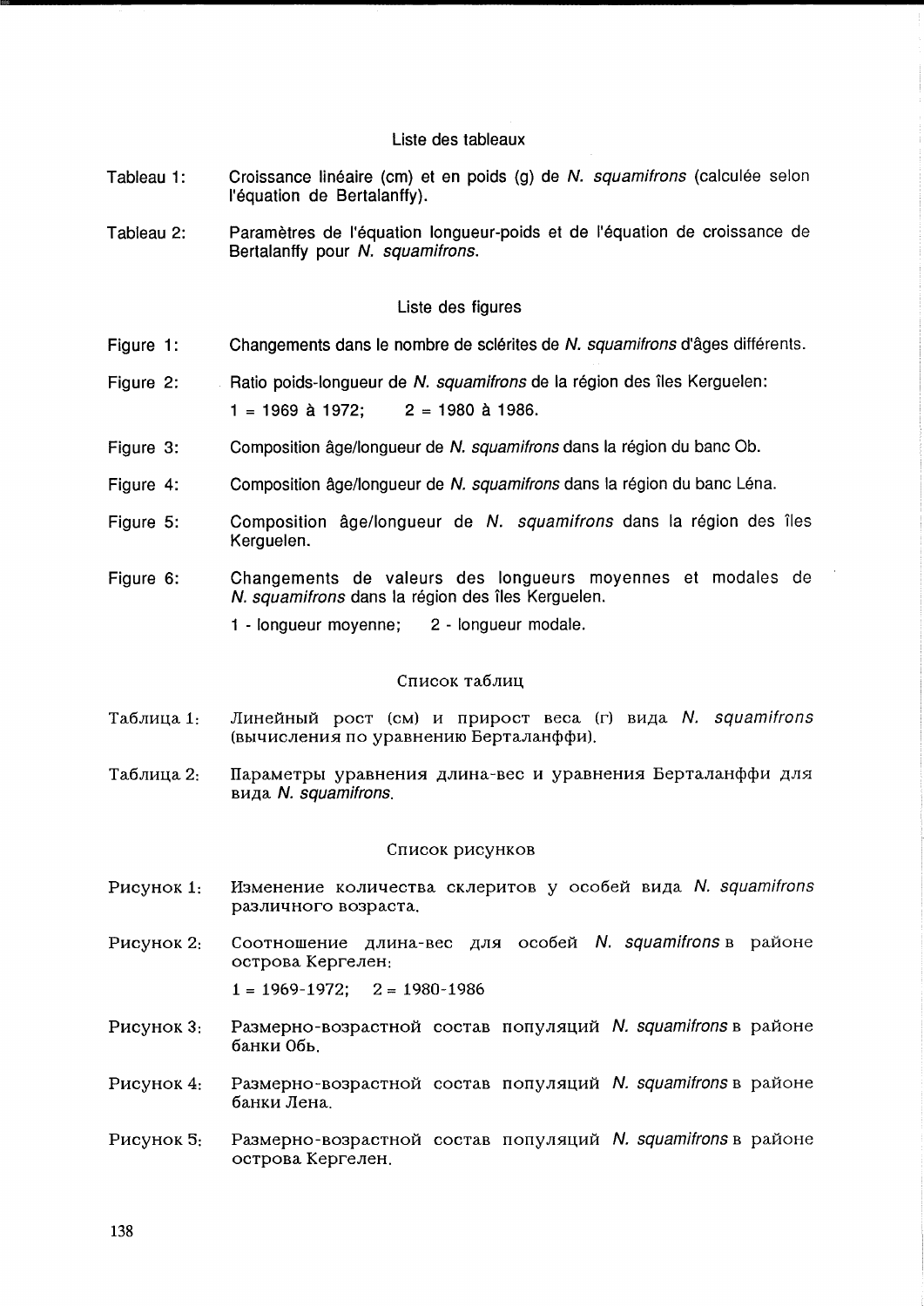## Liste des tableaux

Tableau 1: Croissance linéaire (cm) et en poids (g) de *N. squamifrons* (calculée selon l'équation de Bertalanffy).

Tableau 2: Paramètres de l'équation longueur-poids et de l'équation de croissance de Bertalanffy pour *N. squamifrons*.

## Liste des figures

Figure 1: Changements dans le nombre de sclérites de *N. squamifrons* d'âges différents.

Figure 2: Ratio poids-longueur de *N. squamifrons* de la région des îles Kerguelen:
1 = 1969 à 1972; 2 = 1980 à 1986.

Figure 3: Composition âge/longueur de *N. squamifrons* dans la région du banc Ob.

Figure 4: Composition âge/longueur de *N. squamifrons* dans la région du banc Léna.

Figure 5: Composition âge/longueur de *N. squamifrons* dans la région des îles Kerguelen.

Figure 6: Changements de valeurs des longueurs moyennes et modales de *N. squamifrons* dans la région des îles Kerguelen.
1 - longueur moyenne; 2 - longueur modale.

## Список таблиц

Таблица 1: Линейный рост (см) и прирост веса (г) вида *N. squamifrons* (вычисления по уравнению Берталанффи).

Таблица 2: Параметры уравнения длина-вес и уравнения Берталанффи для вида *N. squamifrons*.

## Список рисунков

Рисунок 1: Изменение количества склеритов у особей вида *N. squamifrons* различного возраста.

Рисунок 2: Соотношение длина-вес для особей *N. squamifrons* в районе острова Кергелен:
1 = 1969-1972; 2 = 1980-1986

Рисунок 3: Размерно-возрастной состав популяций *N. squamifrons* в районе банки Обь.

Рисунок 4: Размерно-возрастной состав популяций *N. squamifrons* в районе банки Лена.

Рисунок 5: Размерно-возрастной состав популяций *N. squamifrons* в районе острова Кергелен.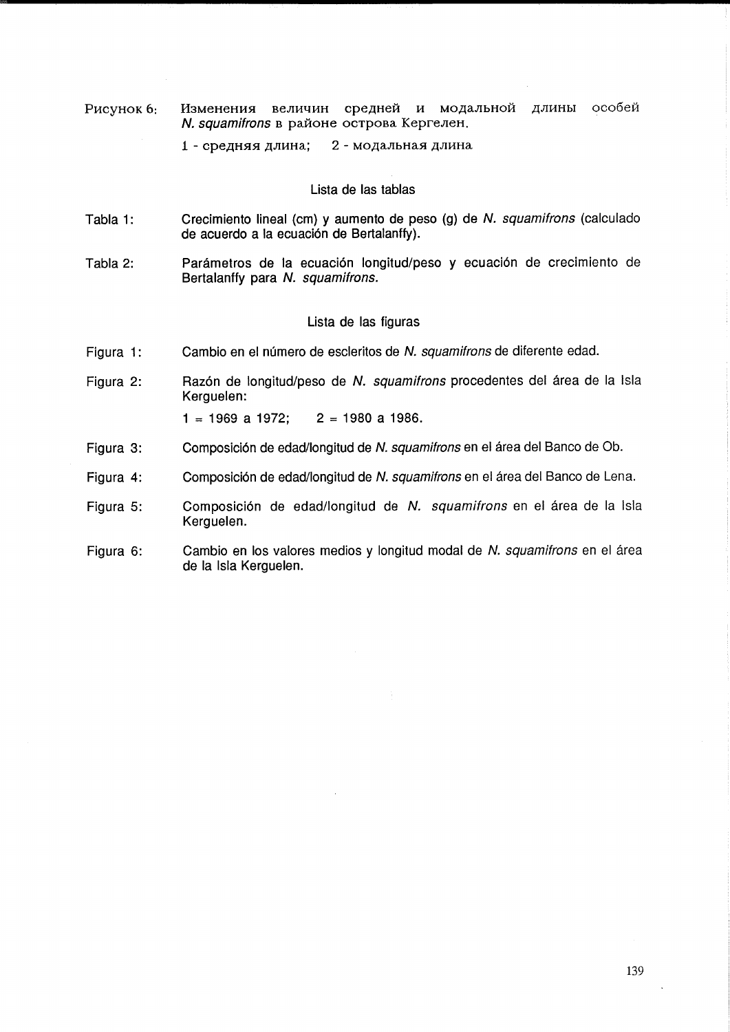Рисунок 6: Изменения величин средней и модальной длины особей *N. squamifrons* в районе острова Кергелен.

1 - средняя длина; 2 - модальная длина

## Lista de las tablas

Tabla 1: Crecimiento lineal (cm) y aumento de peso (g) de *N. squamifrons* (calculado de acuerdo a la ecuación de Bertalanffy).

Tabla 2: Parámetros de la ecuación longitud/peso y ecuación de crecimiento de Bertalanffy para *N. squamifrons.*

## Lista de las figuras

Figura 1: Cambio en el número de escleritos de *N. squamifrons* de diferente edad.

Figura 2: Razón de longitud/peso de *N. squamifrons* procedentes del área de la Isla Kerguelen:

1 = 1969 a 1972; 2 = 1980 a 1986.

Figura 3: Composición de edad/longitud de *N. squamifrons* en el área del Banco de Ob.

Figura 4: Composición de edad/longitud de *N. squamifrons* en el área del Banco de Lena.

Figura 5: Composición de edad/longitud de *N. squamifrons* en el área de la Isla Kerguelen.

Figura 6: Cambio en los valores medios y longitud modal de *N. squamifrons* en el área de la Isla Kerguelen.